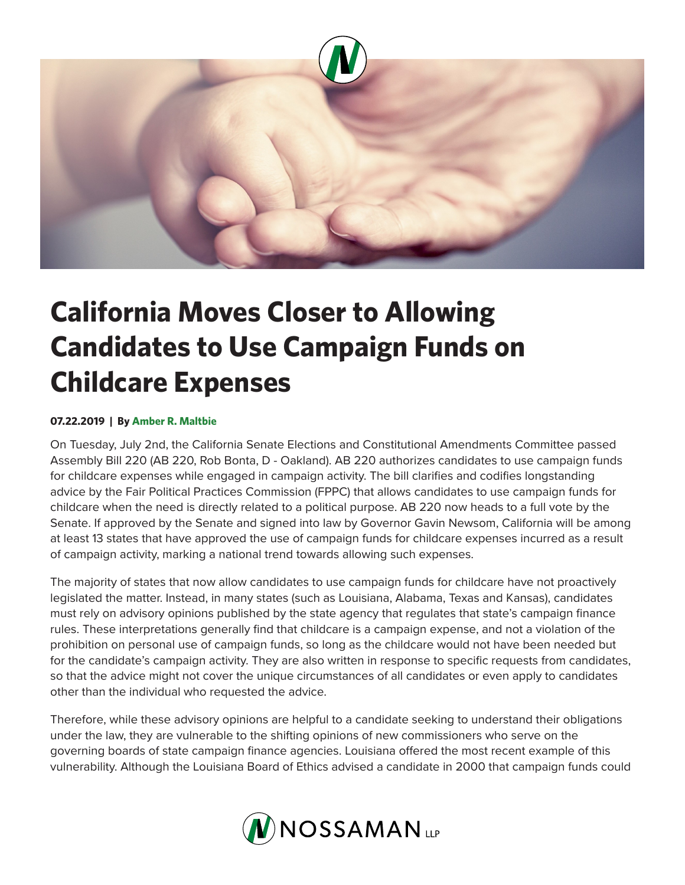# California Moves Closer to Allowing Candidates to Use Campaign Funds on Childcare Expenses

**07.22.2019 | By Amber R. Maltbie**

On Tuesday, July 2nd, the California Senate Elections and Constitutional Amendments Committee passed Assembly Bill 220 (AB 220, Rob Bonta, D - Oakland). AB 220 authorizes candidates to use campaign funds for childcare expenses while engaged in campaign activity. The bill clarifies and codifies longstanding advice by the Fair Political Practices Commission (FPPC) that allows candidates to use campaign funds for childcare when the need is directly related to a political purpose. AB 220 now heads to a full vote by the Senate. If approved by the Senate and signed into law by Governor Gavin Newsom, California will be among at least 13 states that have approved the use of campaign funds for childcare expenses incurred as a result of campaign activity, marking a national trend towards allowing such expenses.

The majority of states that now allow candidates to use campaign funds for childcare have not proactively legislated the matter. Instead, in many states (such as Louisiana, Alabama, Texas and Kansas), candidates must rely on advisory opinions published by the state agency that regulates that state's campaign finance rules. These interpretations generally find that childcare is a campaign expense, and not a violation of the prohibition on personal use of campaign funds, so long as the childcare would not have been needed but for the candidate's campaign activity. They are also written in response to specific requests from candidates, so that the advice might not cover the unique circumstances of all candidates or even apply to candidates other than the individual who requested the advice.

Therefore, while these advisory opinions are helpful to a candidate seeking to understand their obligations under the law, they are vulnerable to the shifting opinions of new commissioners who serve on the governing boards of state campaign finance agencies. Louisiana offered the most recent example of this vulnerability. Although the Louisiana Board of Ethics advised a candidate in 2000 that campaign funds could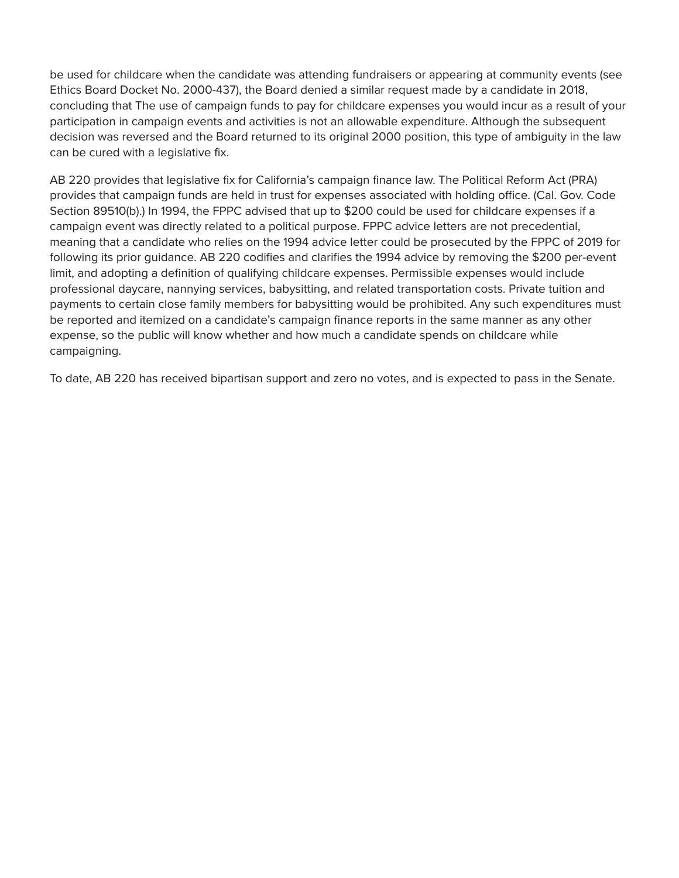be used for childcare when the candidate was attending fundraisers or appearing at community events (see Ethics Board Docket No. 2000-437), the Board denied a similar request made by a candidate in 2018, concluding that The use of campaign funds to pay for childcare expenses you would incur as a result of your participation in campaign events and activities is not an allowable expenditure. Although the subsequent decision was reversed and the Board returned to its original 2000 position, this type of ambiguity in the law can be cured with a legislative fix.

AB 220 provides that legislative fix for California's campaign finance law. The Political Reform Act (PRA) provides that campaign funds are held in trust for expenses associated with holding office. (Cal. Gov. Code Section 89510(b).) In 1994, the FPPC advised that up to $200 could be used for childcare expenses if a campaign event was directly related to a political purpose. FPPC advice letters are not precedential, meaning that a candidate who relies on the 1994 advice letter could be prosecuted by the FPPC of 2019 for following its prior guidance. AB 220 codifies and clarifies the 1994 advice by removing the $200 per-event limit, and adopting a definition of qualifying childcare expenses. Permissible expenses would include professional daycare, nannying services, babysitting, and related transportation costs. Private tuition and payments to certain close family members for babysitting would be prohibited. Any such expenditures must be reported and itemized on a candidate's campaign finance reports in the same manner as any other expense, so the public will know whether and how much a candidate spends on childcare while campaigning.

To date, AB 220 has received bipartisan support and zero no votes, and is expected to pass in the Senate.